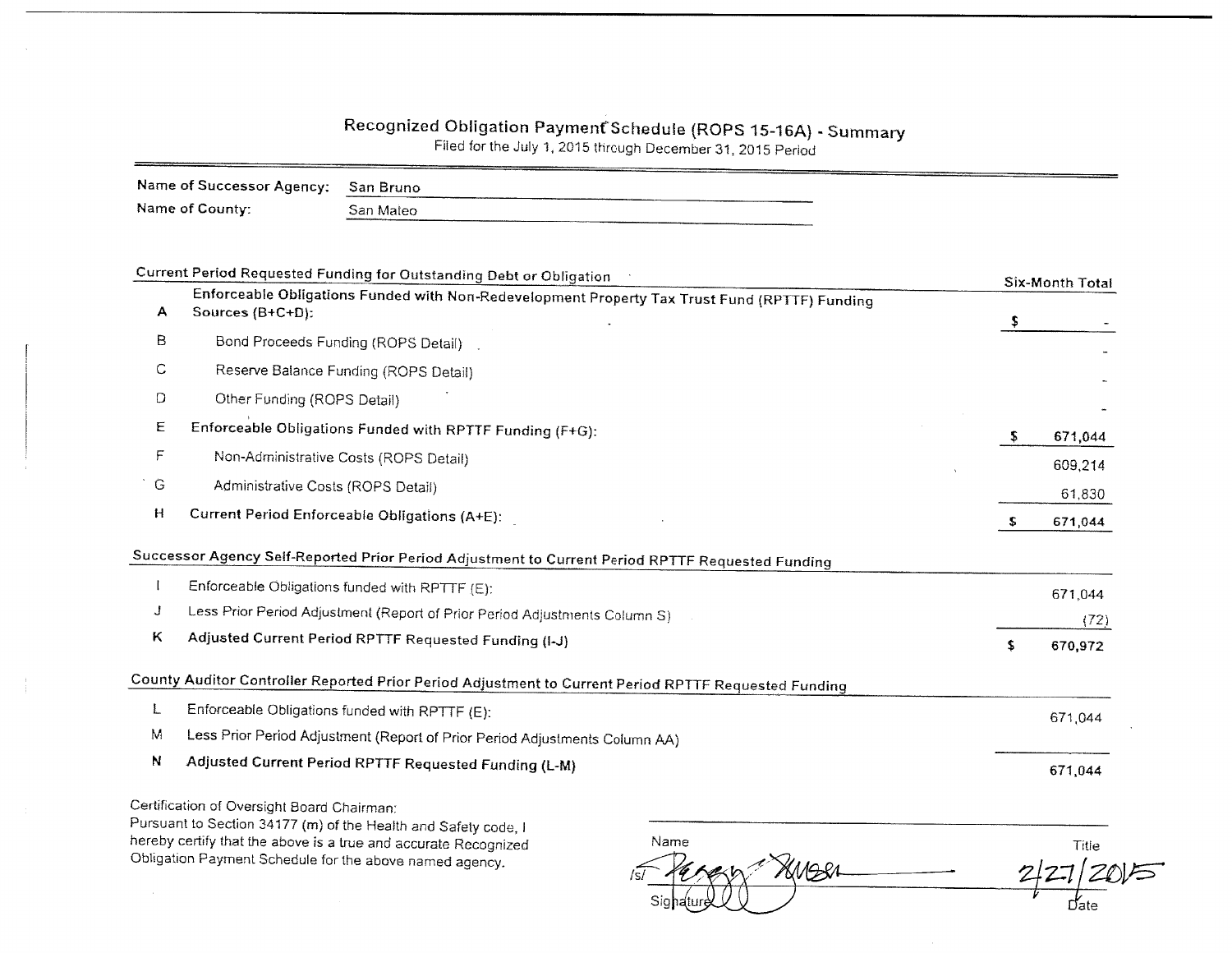# Recognized Obligation Payment Schedule (ROPS 15-16A) - Summary

Filed for the July 1, 2015 through December 31, 2015 Period

| | |
|---|---|
| Name of Successor Agency: | San Bruno |
| Name of County: | San Mateo |

| | Current Period Requested Funding for Outstanding Debt or Obligation | Six-Month Total |
|---|---|---|
| A | **Enforceable Obligations Funded with Non-Redevelopment Property Tax Trust Fund (RPTTF) Funding Sources (B+C+D):** | $ - |
| B | Bond Proceeds Funding (ROPS Detail) | - |
| C | Reserve Balance Funding (ROPS Detail) | - |
| D | Other Funding (ROPS Detail) | - |
| E | **Enforceable Obligations Funded with RPTTF Funding (F+G):** | $ 671,044 |
| F | Non-Administrative Costs (ROPS Detail) | 609,214 |
| G | Administrative Costs (ROPS Detail) | 61,830 |
| H | **Current Period Enforceable Obligations (A+E):** | $ 671,044 |

| | Successor Agency Self-Reported Prior Period Adjustment to Current Period RPTTF Requested Funding | |
|---|---|---|
| I | Enforceable Obligations funded with RPTTF (E): | 671,044 |
| J | Less Prior Period Adjustment (Report of Prior Period Adjustments Column S) | (72) |
| K | **Adjusted Current Period RPTTF Requested Funding (I-J)** | $ 670,972 |

| | County Auditor Controller Reported Prior Period Adjustment to Current Period RPTTF Requested Funding | |
|---|---|---|
| L | Enforceable Obligations funded with RPTTF (E): | 671,044 |
| M | Less Prior Period Adjustment (Report of Prior Period Adjustments Column AA) | |
| N | **Adjusted Current Period RPTTF Requested Funding (L-M)** | 671,044 |

Certification of Oversight Board Chairman:
Pursuant to Section 34177 (m) of the Health and Safety code, I hereby certify that the above is a true and accurate Recognized Obligation Payment Schedule for the above named agency.

Name　　　　　　　　　　　　　　　　Title

/s/ Peggy Nilsen　　　　　　　　　　2/27/2015

Signature　　　　　　　　　　　　　　Date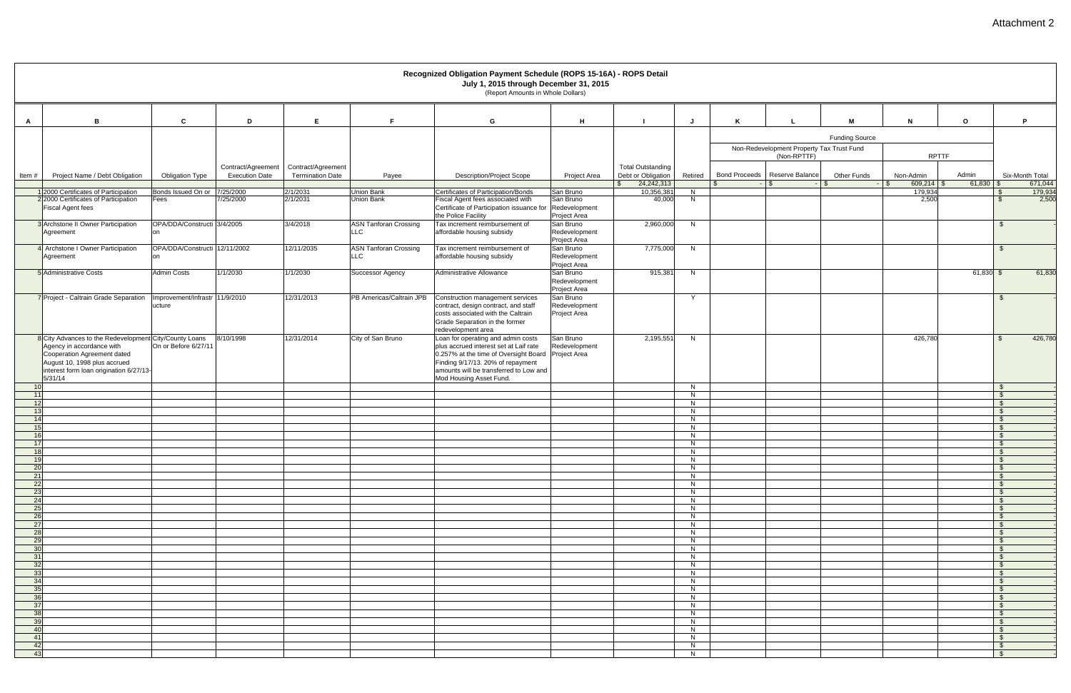Attachment 2

# Recognized Obligation Payment Schedule (ROPS 15-16A) - ROPS Detail

**July 1, 2015 through December 31, 2015**

(Report Amounts in Whole Dollars)

| A | B | C | D | E | F | G | H | I | J | K | L | M | N | O | P |
|---|---|---|---|---|---|---|---|---|---|---|---|---|---|---|---|
| | | | | | | | | | | Funding Source | | | | | |
| | | | | | | | | | | Non-Redevelopment Property Tax Trust Fund (Non-RPTTF) | | | RPTTF | | |
| Item # | Project Name / Debt Obligation | Obligation Type | Contract/Agreement Execution Date | Contract/Agreement Termination Date | Payee | Description/Project Scope | Project Area | Total Outstanding Debt or Obligation | Retired | Bond Proceeds | Reserve Balance | Other Funds | Non-Admin | Admin | Six-Month Total |
| | | | | | | | | $ 24,242,313 | | $ - | $ - | $ - | $ 609,214 | $ 61,830 | $ 671,044 |
| 1 | 2000 Certificates of Participation | Bonds Issued On or Before 12/31/10 | 7/25/2000 | 2/1/2031 | Union Bank | Certificates of Participation/Bonds | San Bruno | 10,356,381 | N | | | | 179,934 | | $ 179,934 |
| 2 | 2000 Certificates of Participation Fiscal Agent fees | Fees | 7/25/2000 | 2/1/2031 | Union Bank | Fiscal Agent fees associated with Certificate of Participation issuance for the Police Facility | San Bruno Redevelopment Project Area | 40,000 | N | | | | 2,500 | | $ 2,500 |
| 3 | Archstone II Owner Participation Agreement | OPA/DDA/Construction | 3/4/2005 | 3/4/2018 | ASN Tanforan Crossing LLC | Tax increment reimbursement of affordable housing subsidy | San Bruno Redevelopment Project Area | 2,960,000 | N | | | | | | $ - |
| 4 | Archstone I Owner Participation Agreement | OPA/DDA/Construction | 12/11/2002 | 12/11/2035 | ASN Tanforan Crossing LLC | Tax increment reimbursement of affordable housing subsidy | San Bruno Redevelopment Project Area | 7,775,000 | N | | | | | | $ - |
| 5 | Administrative Costs | Admin Costs | 1/1/2030 | 1/1/2030 | Successor Agency | Administrative Allowance | San Bruno Redevelopment Project Area | 915,381 | N | | | | | 61,830 | $ 61,830 |
| 7 | Project - Caltrain Grade Separation | Improvement/Infrastructure | 11/9/2010 | 12/31/2013 | PB Americas/Caltrain JPB | Construction management services contract, design contract, and staff costs associated with the Caltrain Grade Separation in the former redevelopment area | San Bruno Redevelopment Project Area | | Y | | | | | | $ - |
| 8 | City Advances to the Redevelopment Agency in accordance with Cooperation Agreement dated August 10, 1998 plus accrued interest form loan origination 6/27/13-5/31/14 | City/County Loans On or Before 6/27/11 | 8/10/1998 | 12/31/2014 | City of San Bruno | Loan for operating and admin costs plus accrued interest set at Laif rate 0.257% at the time of Oversight Board Finding 9/17/13. 20% of repayment amounts will be transferred to Low and Mod Housing Asset Fund. | San Bruno Redevelopment Project Area | 2,195,551 | N | | | | 426,780 | | $ 426,780 |
| 10 | | | | | | | | | N | | | | | | $ - |
| 11 | | | | | | | | | N | | | | | | $ - |
| 12 | | | | | | | | | N | | | | | | $ - |
| 13 | | | | | | | | | N | | | | | | $ - |
| 14 | | | | | | | | | N | | | | | | $ - |
| 15 | | | | | | | | | N | | | | | | $ - |
| 16 | | | | | | | | | N | | | | | | $ - |
| 17 | | | | | | | | | N | | | | | | $ - |
| 18 | | | | | | | | | N | | | | | | $ - |
| 19 | | | | | | | | | N | | | | | | $ - |
| 20 | | | | | | | | | N | | | | | | $ - |
| 21 | | | | | | | | | N | | | | | | $ - |
| 22 | | | | | | | | | N | | | | | | $ - |
| 23 | | | | | | | | | N | | | | | | $ - |
| 24 | | | | | | | | | N | | | | | | $ - |
| 25 | | | | | | | | | N | | | | | | $ - |
| 26 | | | | | | | | | N | | | | | | $ - |
| 27 | | | | | | | | | N | | | | | | $ - |
| 28 | | | | | | | | | N | | | | | | $ - |
| 29 | | | | | | | | | N | | | | | | $ - |
| 30 | | | | | | | | | N | | | | | | $ - |
| 31 | | | | | | | | | N | | | | | | $ - |
| 32 | | | | | | | | | N | | | | | | $ - |
| 33 | | | | | | | | | N | | | | | | $ - |
| 34 | | | | | | | | | N | | | | | | $ - |
| 35 | | | | | | | | | N | | | | | | $ - |
| 36 | | | | | | | | | N | | | | | | $ - |
| 37 | | | | | | | | | N | | | | | | $ - |
| 38 | | | | | | | | | N | | | | | | $ - |
| 39 | | | | | | | | | N | | | | | | $ - |
| 40 | | | | | | | | | N | | | | | | $ - |
| 41 | | | | | | | | | N | | | | | | $ - |
| 42 | | | | | | | | | N | | | | | | $ - |
| 43 | | | | | | | | | N | | | | | | $ - |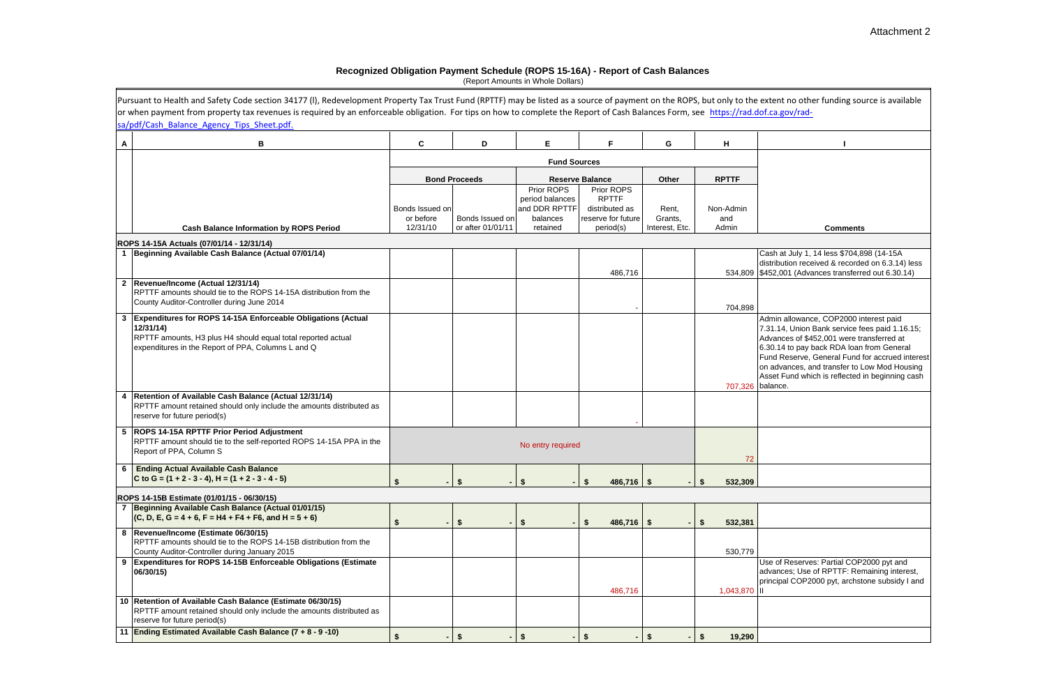Attachment 2

# Recognized Obligation Payment Schedule (ROPS 15-16A) - Report of Cash Balances

(Report Amounts in Whole Dollars)

Pursuant to Health and Safety Code section 34177 (l), Redevelopment Property Tax Trust Fund (RPTTF) may be listed as a source of payment on the ROPS, but only to the extent no other funding source is available or when payment from property tax revenues is required by an enforceable obligation. For tips on how to complete the Report of Cash Balances Form, see https://rad.dof.ca.gov/rad-sa/pdf/Cash_Balance_Agency_Tips_Sheet.pdf.

| A | B | C | D | E | F | G | H | I |
|---|---|---|---|---|---|---|---|---|
| | | Fund Sources | | | | | | |
| | | Bond Proceeds | | Reserve Balance | | Other | RPTTF | |
| | Cash Balance Information by ROPS Period | Bonds Issued on or before 12/31/10 | Bonds Issued on or after 01/01/11 | Prior ROPS period balances and DDR RPTTF balances retained | Prior ROPS RPTTF distributed as reserve for future period(s) | Rent, Grants, Interest, Etc. | Non-Admin and Admin | Comments |
| | **ROPS 14-15A Actuals (07/01/14 - 12/31/14)** | | | | | | | |
| 1 | **Beginning Available Cash Balance (Actual 07/01/14)** | | | | 486,716 | | 534,809 | Cash at July 1, 14 less $704,898 (14-15A distribution received & recorded on 6.3.14) less $452,001 (Advances transferred out 6.30.14) |
| 2 | **Revenue/Income (Actual 12/31/14)** RPTTF amounts should tie to the ROPS 14-15A distribution from the County Auditor-Controller during June 2014 | | | | - | | 704,898 | |
| 3 | **Expenditures for ROPS 14-15A Enforceable Obligations (Actual 12/31/14)** RPTTF amounts, H3 plus H4 should equal total reported actual expenditures in the Report of PPA, Columns L and Q | | | | | | 707,326 | Admin allowance, COP2000 interest paid 7.31.14, Union Bank service fees paid 1.16.15; Advances of $452,001 were transferred at 6.30.14 to pay back RDA loan from General Fund Reserve, General Fund for accrued interest on advances, and transfer to Low Mod Housing Asset Fund which is reflected in beginning cash balance. |
| 4 | **Retention of Available Cash Balance (Actual 12/31/14)** RPTTF amount retained should only include the amounts distributed as reserve for future period(s) | | | | - | | | |
| 5 | **ROPS 14-15A RPTTF Prior Period Adjustment** RPTTF amount should tie to the self-reported ROPS 14-15A PPA in the Report of PPA, Column S | No entry required | | | | | 72 | |
| 6 | **Ending Actual Available Cash Balance** C to G = (1 + 2 - 3 - 4), H = (1 + 2 - 3 - 4 - 5) | $ - | $ - | $ - | $ 486,716 | $ - | $ 532,309 | |
| | **ROPS 14-15B Estimate (01/01/15 - 06/30/15)** | | | | | | | |
| 7 | **Beginning Available Cash Balance (Actual 01/01/15)** (C, D, E, G = 4 + 6, F = H4 + F4 + F6, and H = 5 + 6) | $ - | $ - | $ - | $ 486,716 | $ - | $ 532,381 | |
| 8 | **Revenue/Income (Estimate 06/30/15)** RPTTF amounts should tie to the ROPS 14-15B distribution from the County Auditor-Controller during January 2015 | | | | | | 530,779 | |
| 9 | **Expenditures for ROPS 14-15B Enforceable Obligations (Estimate 06/30/15)** | | | | 486,716 | | 1,043,870 | Use of Reserves: Partial COP2000 pyt and advances; Use of RPTTF: Remaining interest, principal COP2000 pyt, archstone subsidy I and II |
| 10 | **Retention of Available Cash Balance (Estimate 06/30/15)** RPTTF amount retained should only include the amounts distributed as reserve for future period(s) | | | | | | | |
| 11 | **Ending Estimated Available Cash Balance (7 + 8 - 9 -10)** | $ - | $ - | $ - | $ - | $ - | $ 19,290 | |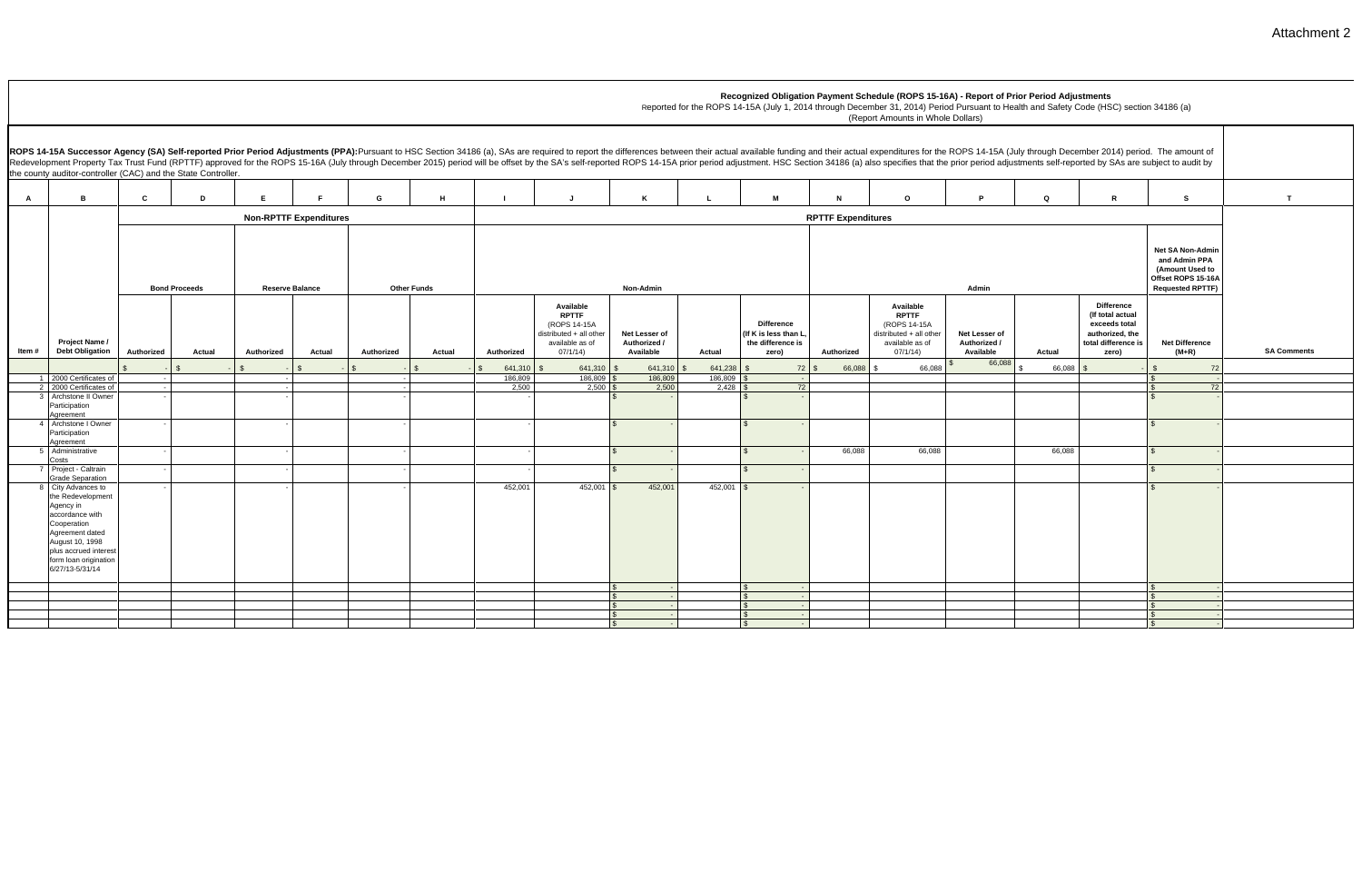Attachment 2

**Recognized Obligation Payment Schedule (ROPS 15-16A) - Report of Prior Period Adjustments**
Reported for the ROPS 14-15A (July 1, 2014 through December 31, 2014) Period Pursuant to Health and Safety Code (HSC) section 34186 (a)
(Report Amounts in Whole Dollars)

**ROPS 14-15A Successor Agency (SA) Self-reported Prior Period Adjustments (PPA):** Pursuant to HSC Section 34186 (a), SAs are required to report the differences between their actual available funding and their actual expenditures for the ROPS 14-15A (July through December 2014) period. The amount of Redevelopment Property Tax Trust Fund (RPTTF) approved for the ROPS 15-16A (July through December 2015) period will be offset by the SA's self-reported ROPS 14-15A prior period adjustment. HSC Section 34186 (a) also specifies that the prior period adjustments self-reported by SAs are subject to audit by the county auditor-controller (CAC) and the State Controller.

| A | B | C | D | E | F | G | H | I | J | K | L | M | N | O | P | Q | R | S | T |
|---|---|---|---|---|---|---|---|---|---|---|---|---|---|---|---|---|---|---|---|
| | | Non-RPTTF Expenditures | | | | | | RPTTF Expenditures | | | | | | | | | | | |
| | | Bond Proceeds | | Reserve Balance | | Other Funds | | Non-Admin | | | | | Admin | | | | | Net SA Non-Admin and Admin PPA (Amount Used to Offset ROPS 15-16A Requested RPTTF) | |
| Item # | Project Name / Debt Obligation | Authorized | Actual | Authorized | Actual | Authorized | Actual | Authorized | Available RPTTF (ROPS 14-15A distributed + all other available as of 07/1/14) | Net Lesser of Authorized / Available | Actual | Difference (If K is less than L, the difference is zero) | Authorized | Available RPTTF (ROPS 14-15A distributed + all other available as of 07/1/14) | Net Lesser of Authorized / Available | Actual | Difference (If total actual exceeds total authorized, the total difference is zero) | Net Difference (M+R) | SA Comments |
| | | $ - | $ - | $ - | $ - | $ - | $ - | $ 641,310 | $ 641,310 | $ 641,310 | $ 641,238 | $ 72 | $ 66,088 | $ 66,088 | $ 66,088 | $ 66,088 | $ - | $ 72 | |
| 1 | 2000 Certificates of | - | | - | | - | | 186,809 | 186,809 | $ 186,809 | 186,809 | $ - | | | | | | $ - | |
| 2 | 2000 Certificates of | - | | - | | - | | 2,500 | 2,500 | $ 2,500 | 2,428 | $ 72 | | | | | | $ 72 | |
| 3 | Archstone II Owner Participation Agreement | - | | - | | - | | - | | $ - | | $ - | | | | | | $ - | |
| 4 | Archstone I Owner Participation Agreement | - | | - | | - | | - | | $ - | | $ - | | | | | | $ - | |
| 5 | Administrative Costs | - | | - | | - | | - | | $ - | | $ - | 66,088 | 66,088 | | 66,088 | | $ - | |
| 7 | Project - Caltrain Grade Separation | - | | - | | - | | - | | $ - | | $ - | | | | | | $ - | |
| 8 | City Advances to the Redevelopment Agency in accordance with Cooperation Agreement dated August 10, 1998 plus accrued interest form loan origination 6/27/13-5/31/14 | - | | - | | - | | 452,001 | 452,001 | $ 452,001 | 452,001 | $ - | | | | | | $ - | |
| | | | | | | | | | | $ - | | $ - | | | | | | $ - | |
| | | | | | | | | | | $ - | | $ - | | | | | | $ - | |
| | | | | | | | | | | $ - | | $ - | | | | | | $ - | |
| | | | | | | | | | | $ - | | $ - | | | | | | $ - | |
| | | | | | | | | | | $ - | | $ - | | | | | | $ - | |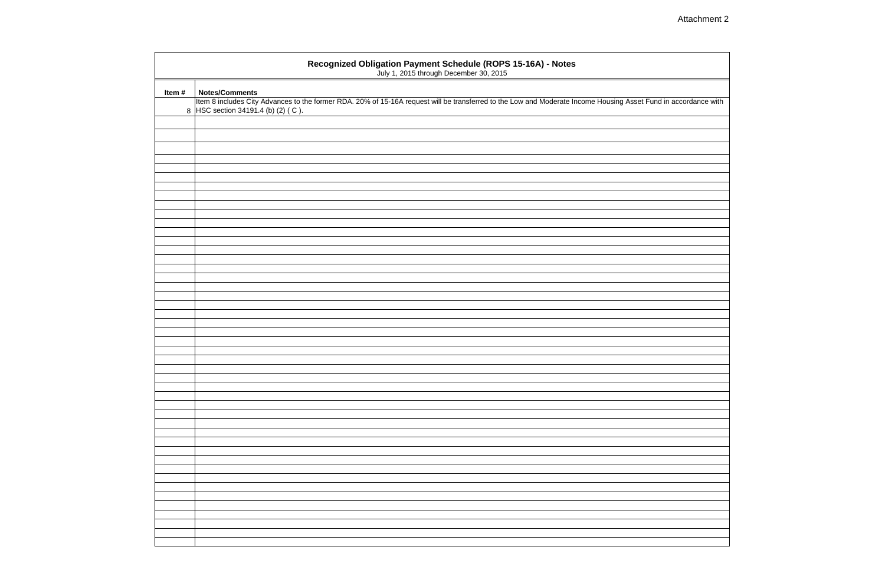Attachment 2

## Recognized Obligation Payment Schedule (ROPS 15-16A) - Notes

July 1, 2015 through December 30, 2015

| Item # | Notes/Comments |
|---|---|
| 8 | Item 8 includes City Advances to the former RDA. 20% of 15-16A request will be transferred to the Low and Moderate Income Housing Asset Fund in accordance with HSC section 34191.4 (b) (2) ( C ). |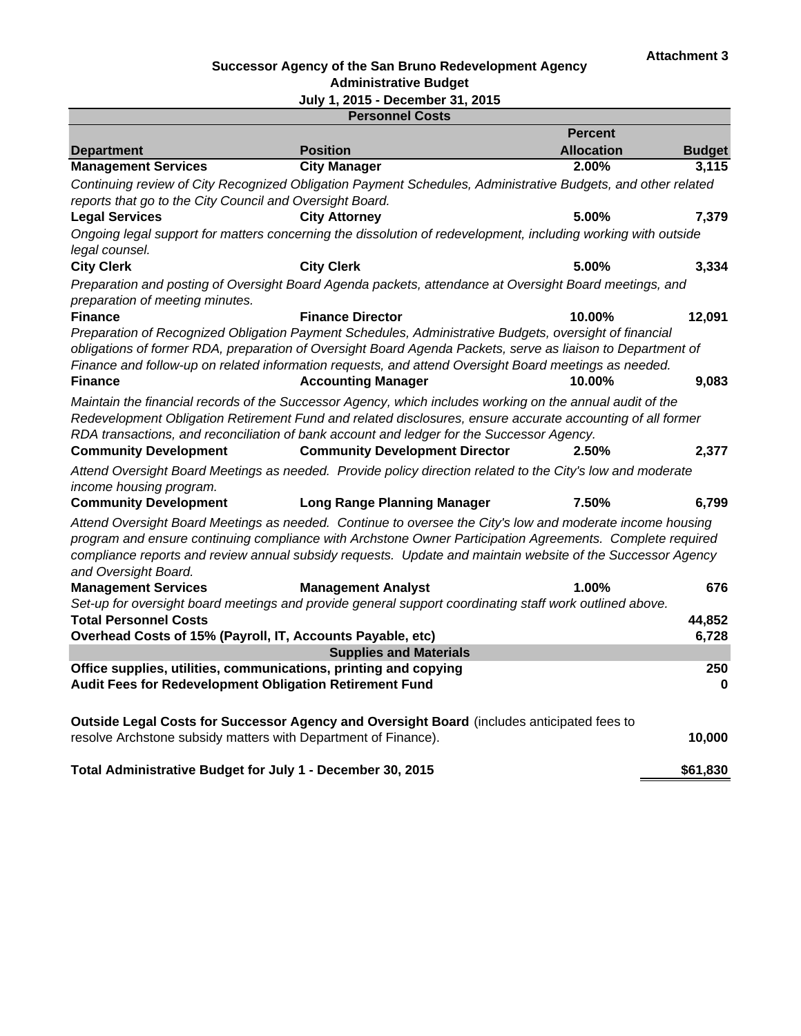Attachment 3

**Successor Agency of the San Bruno Redevelopment Agency**
**Administrative Budget**
**July 1, 2015 - December 31, 2015**

**Personnel Costs**

| Department | Position | Percent Allocation | Budget |
|---|---|---|---|
| **Management Services** | **City Manager** | **2.00%** | **3,115** |
| *Continuing review of City Recognized Obligation Payment Schedules, Administrative Budgets, and other related reports that go to the City Council and Oversight Board.* | | | |
| **Legal Services** | **City Attorney** | **5.00%** | **7,379** |
| *Ongoing legal support for matters concerning the dissolution of redevelopment, including working with outside legal counsel.* | | | |
| **City Clerk** | **City Clerk** | **5.00%** | **3,334** |
| *Preparation and posting of Oversight Board Agenda packets, attendance at Oversight Board meetings, and preparation of meeting minutes.* | | | |
| **Finance** | **Finance Director** | **10.00%** | **12,091** |
| *Preparation of Recognized Obligation Payment Schedules, Administrative Budgets, oversight of financial obligations of former RDA, preparation of Oversight Board Agenda Packets, serve as liaison to Department of Finance and follow-up on related information requests, and attend Oversight Board meetings as needed.* | | | |
| **Finance** | **Accounting Manager** | **10.00%** | **9,083** |
| *Maintain the financial records of the Successor Agency, which includes working on the annual audit of the Redevelopment Obligation Retirement Fund and related disclosures, ensure accurate accounting of all former RDA transactions, and reconciliation of bank account and ledger for the Successor Agency.* | | | |
| **Community Development** | **Community Development Director** | **2.50%** | **2,377** |
| *Attend Oversight Board Meetings as needed. Provide policy direction related to the City's low and moderate income housing program.* | | | |
| **Community Development** | **Long Range Planning Manager** | **7.50%** | **6,799** |
| *Attend Oversight Board Meetings as needed. Continue to oversee the City's low and moderate income housing program and ensure continuing compliance with Archstone Owner Participation Agreements. Complete required compliance reports and review annual subsidy requests. Update and maintain website of the Successor Agency and Oversight Board.* | | | |
| **Management Services** | **Management Analyst** | **1.00%** | **676** |
| *Set-up for oversight board meetings and provide general support coordinating staff work outlined above.* | | | |
| **Total Personnel Costs** | | | **44,852** |
| **Overhead Costs of 15% (Payroll, IT, Accounts Payable, etc)** | | | **6,728** |
| **Supplies and Materials** | | | |
| **Office supplies, utilities, communications, printing and copying** | | | **250** |
| **Audit Fees for Redevelopment Obligation Retirement Fund** | | | **0** |
| **Outside Legal Costs for Successor Agency and Oversight Board** (includes anticipated fees to resolve Archstone subsidy matters with Department of Finance). | | | **10,000** |
| **Total Administrative Budget for July 1 - December 30, 2015** | | | **$61,830** |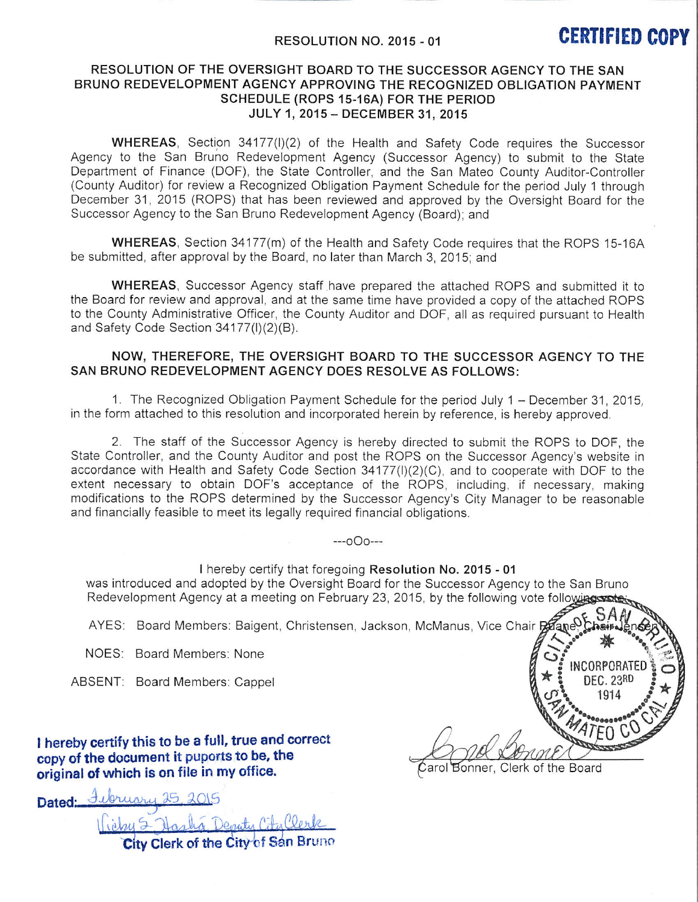RESOLUTION NO. 2015 - 01

**CERTIFIED COPY**

**RESOLUTION OF THE OVERSIGHT BOARD TO THE SUCCESSOR AGENCY TO THE SAN BRUNO REDEVELOPMENT AGENCY APPROVING THE RECOGNIZED OBLIGATION PAYMENT SCHEDULE (ROPS 15-16A) FOR THE PERIOD JULY 1, 2015 – DECEMBER 31, 2015**

**WHEREAS**, Section 34177(l)(2) of the Health and Safety Code requires the Successor Agency to the San Bruno Redevelopment Agency (Successor Agency) to submit to the State Department of Finance (DOF), the State Controller, and the San Mateo County Auditor-Controller (County Auditor) for review a Recognized Obligation Payment Schedule for the period July 1 through December 31, 2015 (ROPS) that has been reviewed and approved by the Oversight Board for the Successor Agency to the San Bruno Redevelopment Agency (Board); and

**WHEREAS**, Section 34177(m) of the Health and Safety Code requires that the ROPS 15-16A be submitted, after approval by the Board, no later than March 3, 2015; and

**WHEREAS**, Successor Agency staff have prepared the attached ROPS and submitted it to the Board for review and approval, and at the same time have provided a copy of the attached ROPS to the County Administrative Officer, the County Auditor and DOF, all as required pursuant to Health and Safety Code Section 34177(l)(2)(B).

**NOW, THEREFORE, THE OVERSIGHT BOARD TO THE SUCCESSOR AGENCY TO THE SAN BRUNO REDEVELOPMENT AGENCY DOES RESOLVE AS FOLLOWS:**

1. The Recognized Obligation Payment Schedule for the period July 1 – December 31, 2015, in the form attached to this resolution and incorporated herein by reference, is hereby approved.

2. The staff of the Successor Agency is hereby directed to submit the ROPS to DOF, the State Controller, and the County Auditor and post the ROPS on the Successor Agency's website in accordance with Health and Safety Code Section 34177(l)(2)(C), and to cooperate with DOF to the extent necessary to obtain DOF's acceptance of the ROPS, including, if necessary, making modifications to the ROPS determined by the Successor Agency's City Manager to be reasonable and financially feasible to meet its legally required financial obligations.

---oOo---

I hereby certify that foregoing **Resolution No. 2015 - 01** was introduced and adopted by the Oversight Board for the Successor Agency to the San Bruno Redevelopment Agency at a meeting on February 23, 2015, by the following vote following vote:

AYES: Board Members: Baigent, Christensen, Jackson, McManus, Vice Chair Ruane, Chair Jensen

NOES: Board Members: None

ABSENT: Board Members: Cappel

CITY OF SAN BRUNO INCORPORATED DEC. 23RD 1914 SAN MATEO CO CAL.

Carol Bonner, Clerk of the Board

**I hereby certify this to be a full, true and correct copy of the document it puports to be, the original of which is on file in my office.**

**Dated:** February 25, 2015

Vicky S. Hasha Deputy City Clerk

**City Clerk of the City of San Bruno**